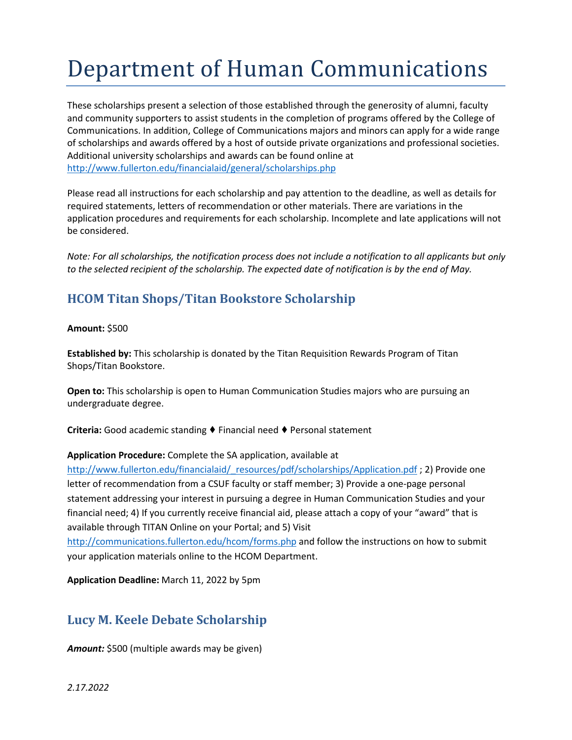# Department of Human Communications

These scholarships present a selection of those established through the generosity of alumni, faculty and community supporters to assist students in the completion of programs offered by the College of Communications. In addition, College of Communications majors and minors can apply for a wide range of scholarships and awards offered by a host of outside private organizations and professional societies. Additional university scholarships and awards can be found online at http://www.fullerton.edu/financialaid/general/scholarships.php

Please read all instructions for each scholarship and pay attention to the deadline, as well as details for required statements, letters of recommendation or other materials. There are variations in the application procedures and requirements for each scholarship. Incomplete and late applications will not be considered.

*Note: For all scholarships, the notification process does not include a notification to all applicants but only to the selected recipient of the scholarship. The expected date of notification is by the end of May.*

## HCOM Titan Shops/Titan Bookstore Scholarship

**Amount:** $500

**Established by:** This scholarship is donated by the Titan Requisition Rewards Program of Titan Shops/Titan Bookstore.

**Open to:** This scholarship is open to Human Communication Studies majors who are pursuing an undergraduate degree.

**Criteria:** Good academic standing ♦ Financial need ♦ Personal statement

**Application Procedure:** Complete the SA application, available at http://www.fullerton.edu/financialaid/_resources/pdf/scholarships/Application.pdf ; 2) Provide one letter of recommendation from a CSUF faculty or staff member; 3) Provide a one-page personal statement addressing your interest in pursuing a degree in Human Communication Studies and your financial need; 4) If you currently receive financial aid, please attach a copy of your “award” that is available through TITAN Online on your Portal; and 5) Visit http://communications.fullerton.edu/hcom/forms.php and follow the instructions on how to submit your application materials online to the HCOM Department.

**Application Deadline:** March 11, 2022 by 5pm

## Lucy M. Keele Debate Scholarship

***Amount:*** $500 (multiple awards may be given)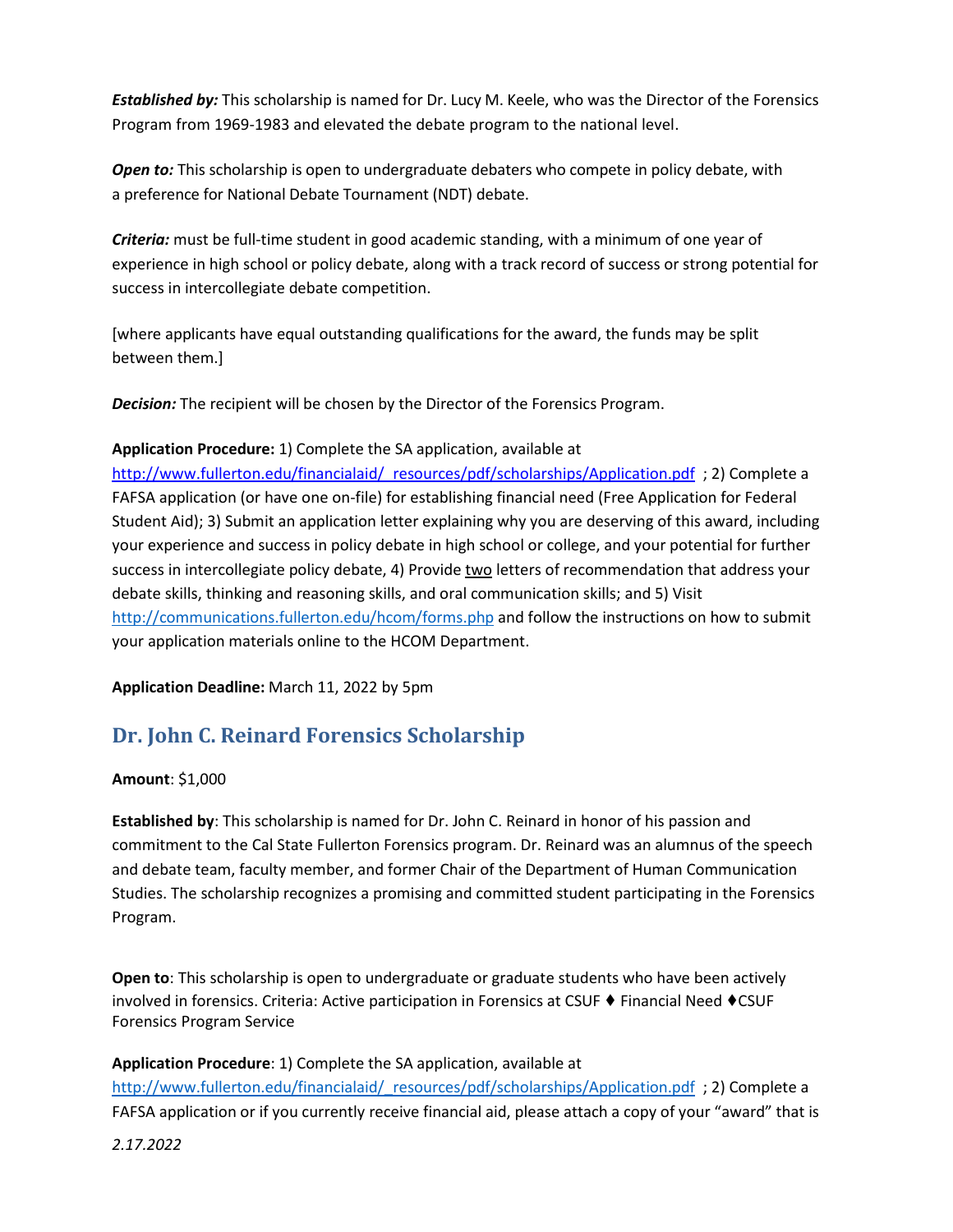***Established by:*** This scholarship is named for Dr. Lucy M. Keele, who was the Director of the Forensics Program from 1969-1983 and elevated the debate program to the national level.

***Open to:*** This scholarship is open to undergraduate debaters who compete in policy debate, with a preference for National Debate Tournament (NDT) debate.

***Criteria:*** must be full-time student in good academic standing, with a minimum of one year of experience in high school or policy debate, along with a track record of success or strong potential for success in intercollegiate debate competition.

[where applicants have equal outstanding qualifications for the award, the funds may be split between them.]

***Decision:*** The recipient will be chosen by the Director of the Forensics Program.

**Application Procedure:** 1) Complete the SA application, available at http://www.fullerton.edu/financialaid/_resources/pdf/scholarships/Application.pdf ; 2) Complete a FAFSA application (or have one on-file) for establishing financial need (Free Application for Federal Student Aid); 3) Submit an application letter explaining why you are deserving of this award, including your experience and success in policy debate in high school or college, and your potential for further success in intercollegiate policy debate, 4) Provide two letters of recommendation that address your debate skills, thinking and reasoning skills, and oral communication skills; and 5) Visit http://communications.fullerton.edu/hcom/forms.php and follow the instructions on how to submit your application materials online to the HCOM Department.

**Application Deadline:** March 11, 2022 by 5pm

## Dr. John C. Reinard Forensics Scholarship

**Amount**: $1,000

**Established by**: This scholarship is named for Dr. John C. Reinard in honor of his passion and commitment to the Cal State Fullerton Forensics program. Dr. Reinard was an alumnus of the speech and debate team, faculty member, and former Chair of the Department of Human Communication Studies. The scholarship recognizes a promising and committed student participating in the Forensics Program.

**Open to**: This scholarship is open to undergraduate or graduate students who have been actively involved in forensics. Criteria: Active participation in Forensics at CSUF ♦ Financial Need ♦CSUF Forensics Program Service

**Application Procedure**: 1) Complete the SA application, available at http://www.fullerton.edu/financialaid/_resources/pdf/scholarships/Application.pdf ; 2) Complete a FAFSA application or if you currently receive financial aid, please attach a copy of your "award" that is

*2.17.2022*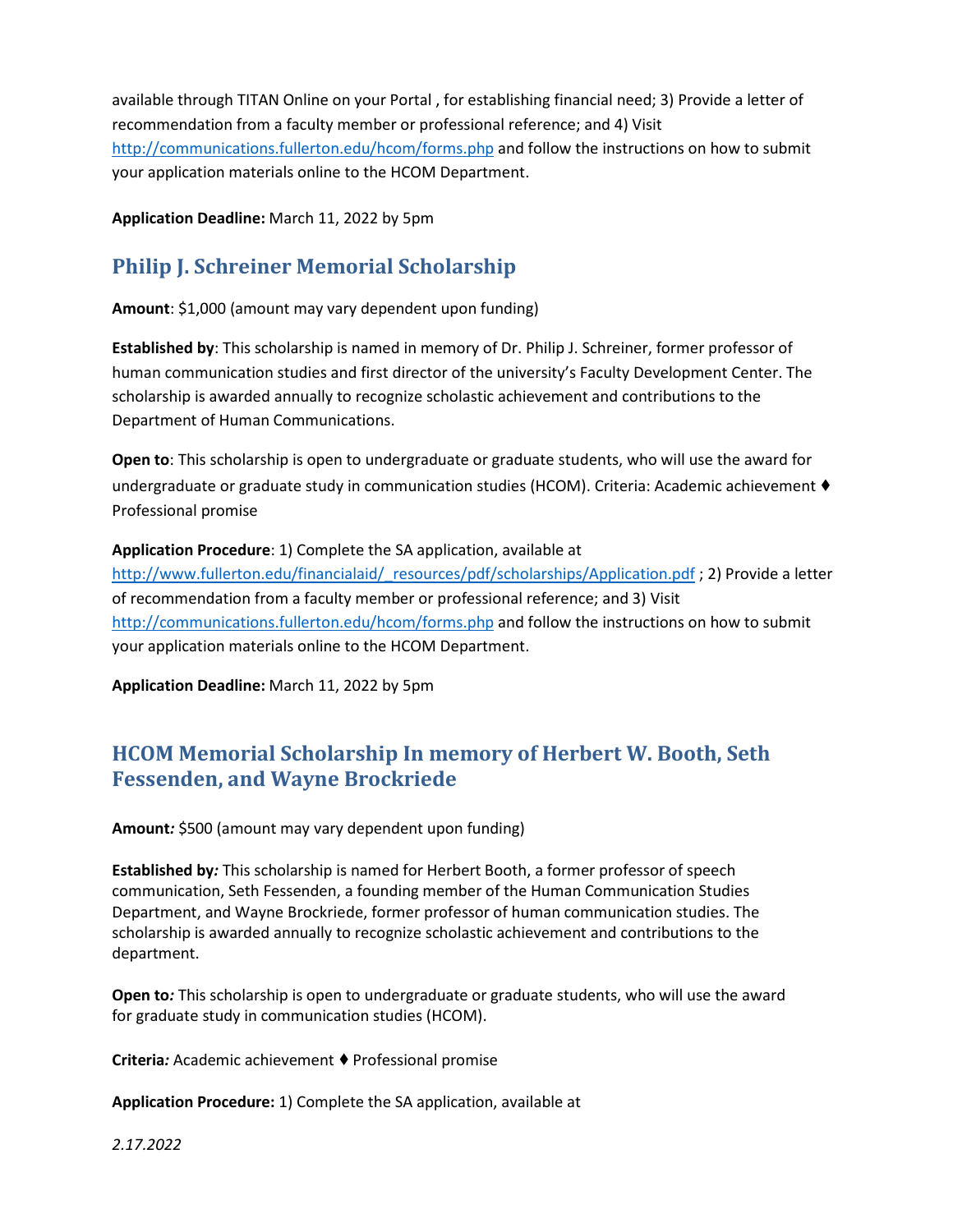available through TITAN Online on your Portal , for establishing financial need; 3) Provide a letter of recommendation from a faculty member or professional reference; and 4) Visit http://communications.fullerton.edu/hcom/forms.php and follow the instructions on how to submit your application materials online to the HCOM Department.

**Application Deadline:** March 11, 2022 by 5pm

## Philip J. Schreiner Memorial Scholarship

**Amount**: $1,000 (amount may vary dependent upon funding)

**Established by**: This scholarship is named in memory of Dr. Philip J. Schreiner, former professor of human communication studies and first director of the university's Faculty Development Center. The scholarship is awarded annually to recognize scholastic achievement and contributions to the Department of Human Communications.

**Open to**: This scholarship is open to undergraduate or graduate students, who will use the award for undergraduate or graduate study in communication studies (HCOM). Criteria: Academic achievement ♦ Professional promise

**Application Procedure**: 1) Complete the SA application, available at http://www.fullerton.edu/financialaid/_resources/pdf/scholarships/Application.pdf ; 2) Provide a letter of recommendation from a faculty member or professional reference; and 3) Visit http://communications.fullerton.edu/hcom/forms.php and follow the instructions on how to submit your application materials online to the HCOM Department.

**Application Deadline:** March 11, 2022 by 5pm

## HCOM Memorial Scholarship In memory of Herbert W. Booth, Seth Fessenden, and Wayne Brockriede

**Amount***:* $500 (amount may vary dependent upon funding)

**Established by***:* This scholarship is named for Herbert Booth, a former professor of speech communication, Seth Fessenden, a founding member of the Human Communication Studies Department, and Wayne Brockriede, former professor of human communication studies. The scholarship is awarded annually to recognize scholastic achievement and contributions to the department.

**Open to***:* This scholarship is open to undergraduate or graduate students, who will use the award for graduate study in communication studies (HCOM).

**Criteria***:* Academic achievement ♦ Professional promise

**Application Procedure:** 1) Complete the SA application, available at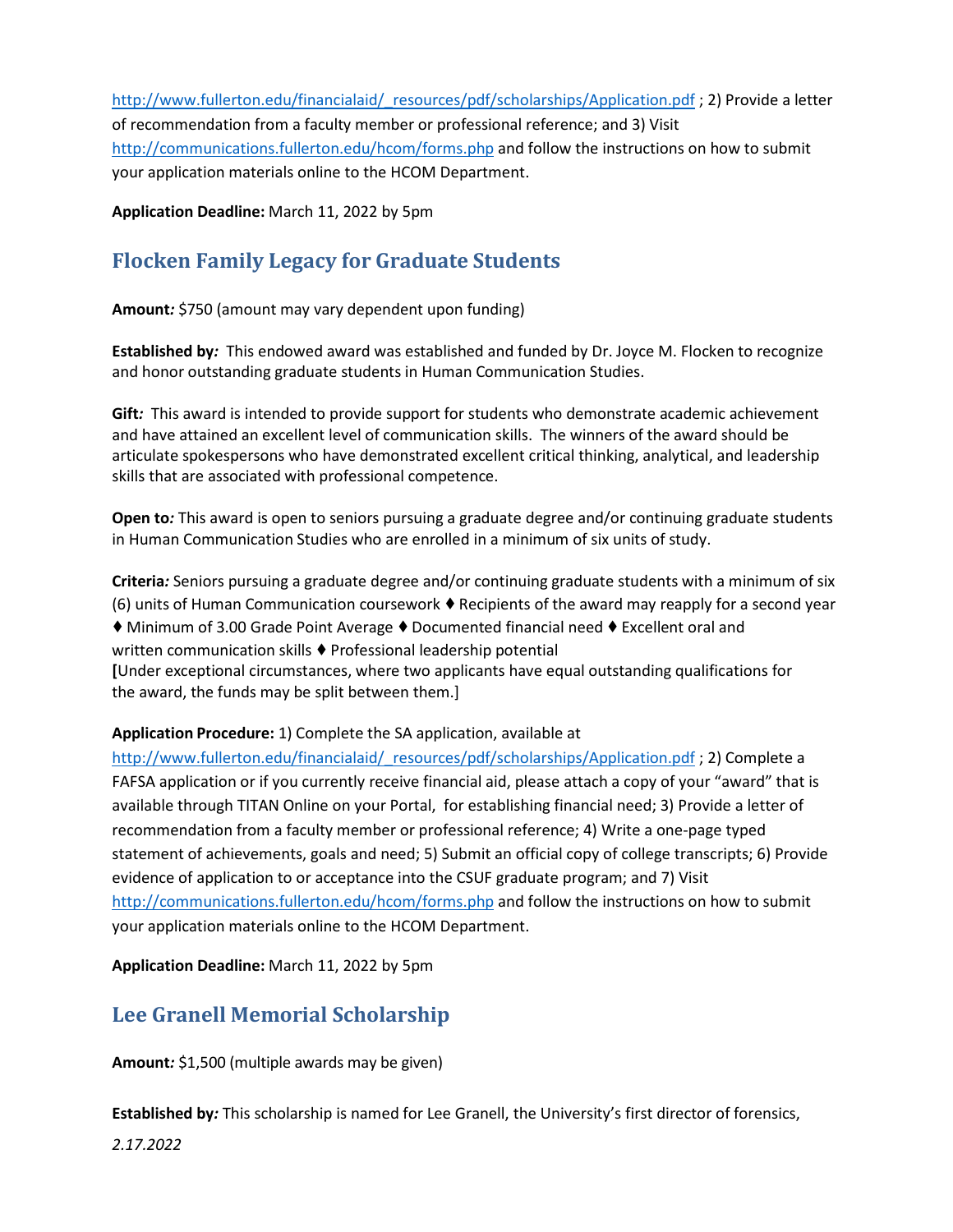http://www.fullerton.edu/financialaid/_resources/pdf/scholarships/Application.pdf ; 2) Provide a letter of recommendation from a faculty member or professional reference; and 3) Visit http://communications.fullerton.edu/hcom/forms.php and follow the instructions on how to submit your application materials online to the HCOM Department.

**Application Deadline:** March 11, 2022 by 5pm

## Flocken Family Legacy for Graduate Students

**Amount*:*** $750 (amount may vary dependent upon funding)

**Established by*:*** This endowed award was established and funded by Dr. Joyce M. Flocken to recognize and honor outstanding graduate students in Human Communication Studies.

**Gift*:*** This award is intended to provide support for students who demonstrate academic achievement and have attained an excellent level of communication skills. The winners of the award should be articulate spokespersons who have demonstrated excellent critical thinking, analytical, and leadership skills that are associated with professional competence.

**Open to*:*** This award is open to seniors pursuing a graduate degree and/or continuing graduate students in Human Communication Studies who are enrolled in a minimum of six units of study.

**Criteria*:*** Seniors pursuing a graduate degree and/or continuing graduate students with a minimum of six (6) units of Human Communication coursework ♦ Recipients of the award may reapply for a second year ♦ Minimum of 3.00 Grade Point Average ♦ Documented financial need ♦ Excellent oral and written communication skills ♦ Professional leadership potential
**[**Under exceptional circumstances, where two applicants have equal outstanding qualifications for the award, the funds may be split between them.]

**Application Procedure:** 1) Complete the SA application, available at http://www.fullerton.edu/financialaid/_resources/pdf/scholarships/Application.pdf ; 2) Complete a FAFSA application or if you currently receive financial aid, please attach a copy of your "award" that is available through TITAN Online on your Portal, for establishing financial need; 3) Provide a letter of recommendation from a faculty member or professional reference; 4) Write a one-page typed statement of achievements, goals and need; 5) Submit an official copy of college transcripts; 6) Provide evidence of application to or acceptance into the CSUF graduate program; and 7) Visit http://communications.fullerton.edu/hcom/forms.php and follow the instructions on how to submit your application materials online to the HCOM Department.

**Application Deadline:** March 11, 2022 by 5pm

## Lee Granell Memorial Scholarship

**Amount*:*** $1,500 (multiple awards may be given)

**Established by*:*** This scholarship is named for Lee Granell, the University's first director of forensics,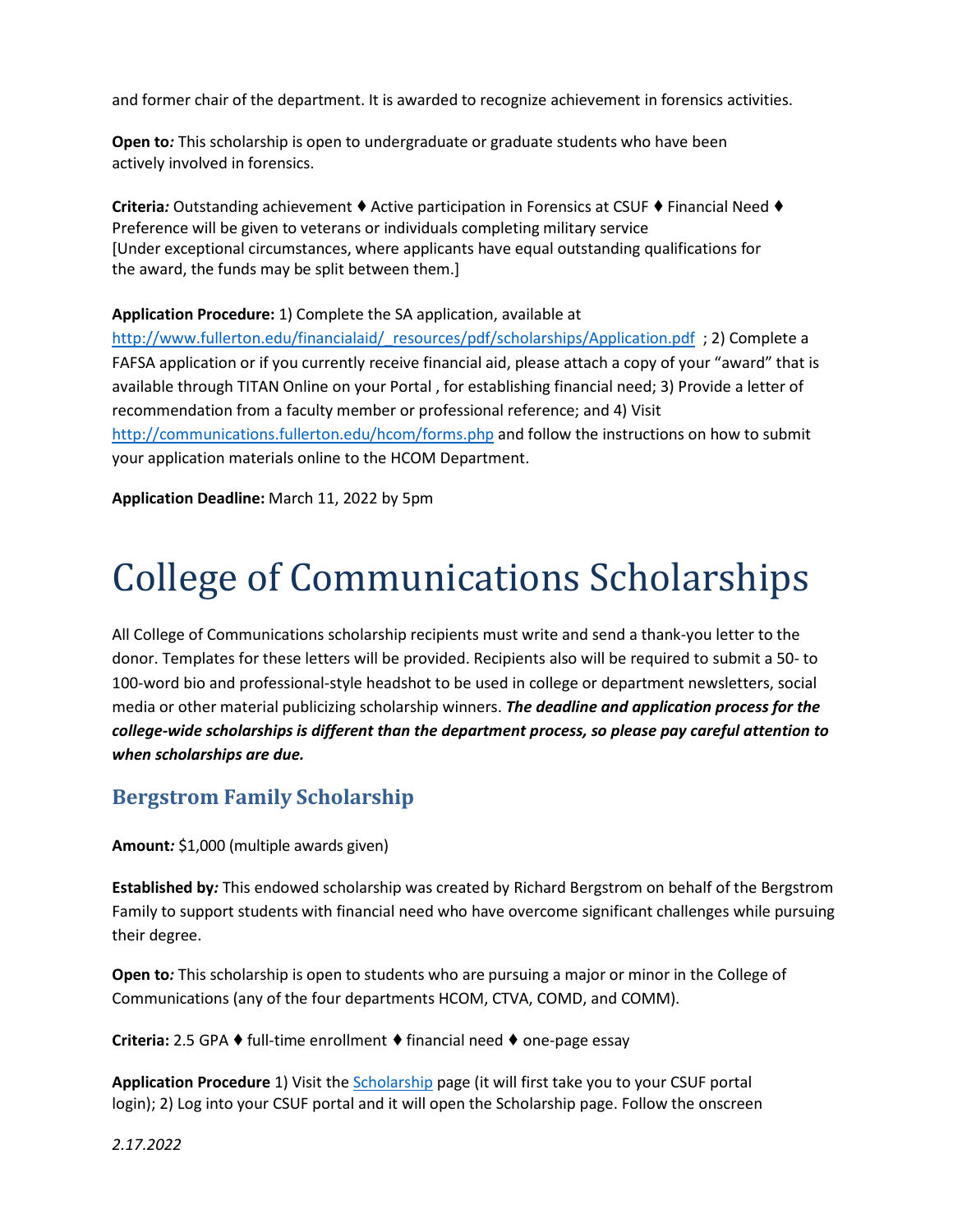and former chair of the department. It is awarded to recognize achievement in forensics activities.

**Open to***:* This scholarship is open to undergraduate or graduate students who have been actively involved in forensics.

**Criteria***:* Outstanding achievement ♦ Active participation in Forensics at CSUF ♦ Financial Need ♦ Preference will be given to veterans or individuals completing military service
[Under exceptional circumstances, where applicants have equal outstanding qualifications for the award, the funds may be split between them.]

**Application Procedure:** 1) Complete the SA application, available at http://www.fullerton.edu/financialaid/_resources/pdf/scholarships/Application.pdf ; 2) Complete a FAFSA application or if you currently receive financial aid, please attach a copy of your "award" that is available through TITAN Online on your Portal , for establishing financial need; 3) Provide a letter of recommendation from a faculty member or professional reference; and 4) Visit http://communications.fullerton.edu/hcom/forms.php and follow the instructions on how to submit your application materials online to the HCOM Department.

**Application Deadline:** March 11, 2022 by 5pm

# College of Communications Scholarships

All College of Communications scholarship recipients must write and send a thank-you letter to the donor. Templates for these letters will be provided. Recipients also will be required to submit a 50- to 100-word bio and professional-style headshot to be used in college or department newsletters, social media or other material publicizing scholarship winners. ***The deadline and application process for the college-wide scholarships is different than the department process, so please pay careful attention to when scholarships are due.***

## Bergstrom Family Scholarship

**Amount***:* $1,000 (multiple awards given)

**Established by***:* This endowed scholarship was created by Richard Bergstrom on behalf of the Bergstrom Family to support students with financial need who have overcome significant challenges while pursuing their degree.

**Open to***:* This scholarship is open to students who are pursuing a major or minor in the College of Communications (any of the four departments HCOM, CTVA, COMD, and COMM).

**Criteria:** 2.5 GPA ♦ full-time enrollment ♦ financial need ♦ one-page essay

**Application Procedure** 1) Visit the Scholarship page (it will first take you to your CSUF portal login); 2) Log into your CSUF portal and it will open the Scholarship page. Follow the onscreen

*2.17.2022*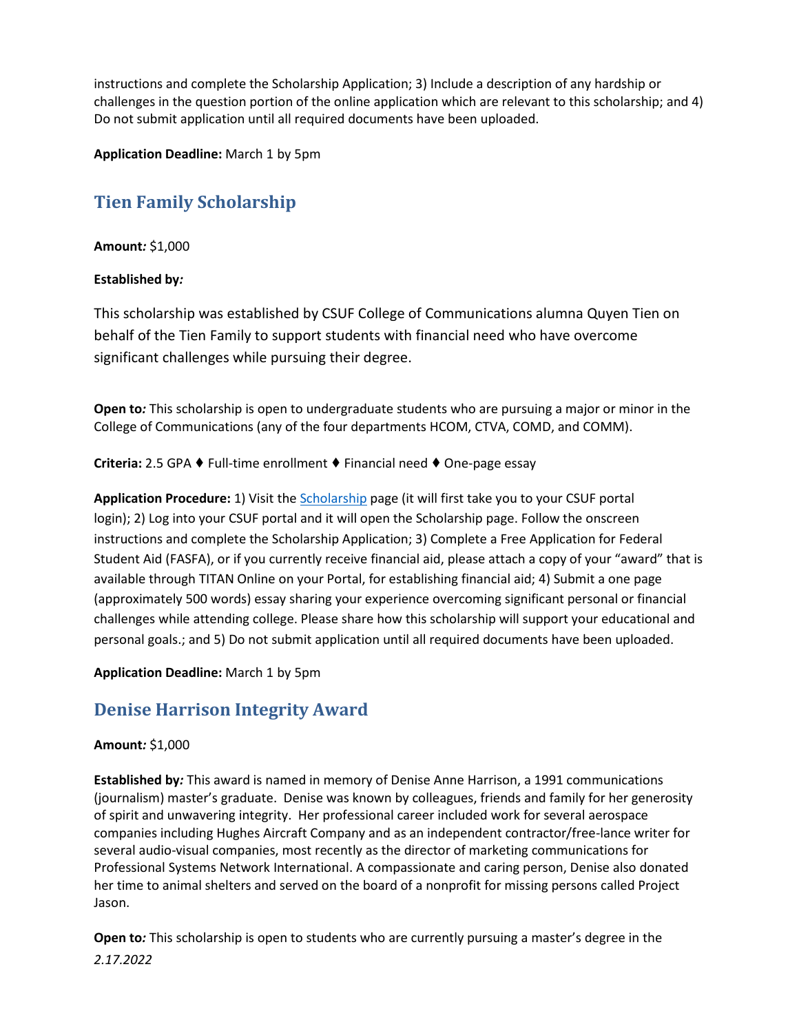instructions and complete the Scholarship Application; 3) Include a description of any hardship or challenges in the question portion of the online application which are relevant to this scholarship; and 4) Do not submit application until all required documents have been uploaded.

**Application Deadline:** March 1 by 5pm

## Tien Family Scholarship

**Amount:** $1,000

**Established by:**

This scholarship was established by CSUF College of Communications alumna Quyen Tien on behalf of the Tien Family to support students with financial need who have overcome significant challenges while pursuing their degree.

**Open to:** This scholarship is open to undergraduate students who are pursuing a major or minor in the College of Communications (any of the four departments HCOM, CTVA, COMD, and COMM).

**Criteria:** 2.5 GPA ♦ Full-time enrollment ♦ Financial need ♦ One-page essay

**Application Procedure:** 1) Visit the Scholarship page (it will first take you to your CSUF portal login); 2) Log into your CSUF portal and it will open the Scholarship page. Follow the onscreen instructions and complete the Scholarship Application; 3) Complete a Free Application for Federal Student Aid (FASFA), or if you currently receive financial aid, please attach a copy of your "award" that is available through TITAN Online on your Portal, for establishing financial aid; 4) Submit a one page (approximately 500 words) essay sharing your experience overcoming significant personal or financial challenges while attending college. Please share how this scholarship will support your educational and personal goals.; and 5) Do not submit application until all required documents have been uploaded.

**Application Deadline:** March 1 by 5pm

## Denise Harrison Integrity Award

**Amount:** $1,000

**Established by:** This award is named in memory of Denise Anne Harrison, a 1991 communications (journalism) master's graduate. Denise was known by colleagues, friends and family for her generosity of spirit and unwavering integrity. Her professional career included work for several aerospace companies including Hughes Aircraft Company and as an independent contractor/free-lance writer for several audio-visual companies, most recently as the director of marketing communications for Professional Systems Network International. A compassionate and caring person, Denise also donated her time to animal shelters and served on the board of a nonprofit for missing persons called Project Jason.

**Open to:** This scholarship is open to students who are currently pursuing a master's degree in the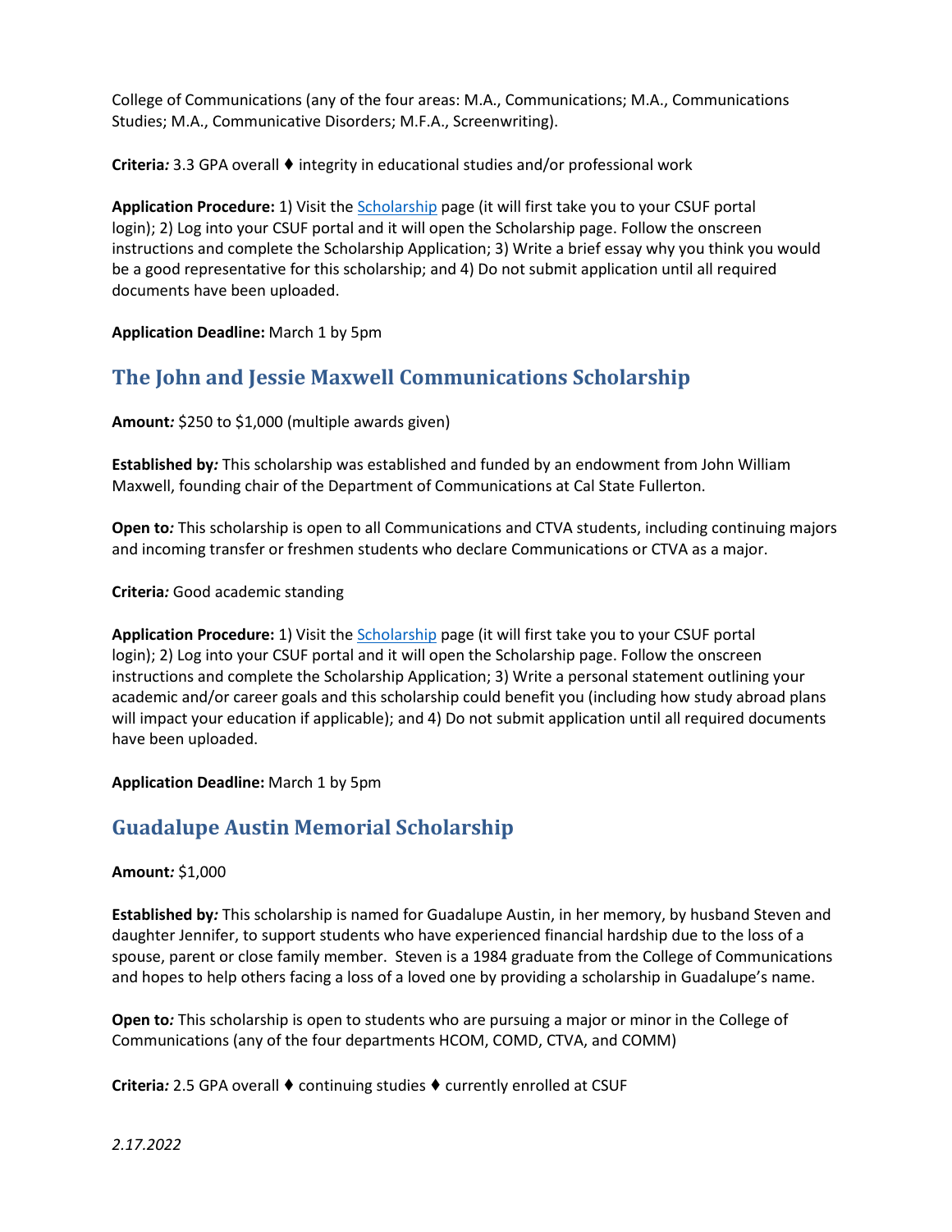College of Communications (any of the four areas: M.A., Communications; M.A., Communications Studies; M.A., Communicative Disorders; M.F.A., Screenwriting).

**Criteria*:*** 3.3 GPA overall ♦ integrity in educational studies and/or professional work

**Application Procedure:** 1) Visit the [Scholarship] page (it will first take you to your CSUF portal login); 2) Log into your CSUF portal and it will open the Scholarship page. Follow the onscreen instructions and complete the Scholarship Application; 3) Write a brief essay why you think you would be a good representative for this scholarship; and 4) Do not submit application until all required documents have been uploaded.

**Application Deadline:** March 1 by 5pm

## The John and Jessie Maxwell Communications Scholarship

**Amount*:*** $250 to $1,000 (multiple awards given)

**Established by*:*** This scholarship was established and funded by an endowment from John William Maxwell, founding chair of the Department of Communications at Cal State Fullerton.

**Open to*:*** This scholarship is open to all Communications and CTVA students, including continuing majors and incoming transfer or freshmen students who declare Communications or CTVA as a major.

**Criteria*:*** Good academic standing

**Application Procedure:** 1) Visit the [Scholarship] page (it will first take you to your CSUF portal login); 2) Log into your CSUF portal and it will open the Scholarship page. Follow the onscreen instructions and complete the Scholarship Application; 3) Write a personal statement outlining your academic and/or career goals and this scholarship could benefit you (including how study abroad plans will impact your education if applicable); and 4) Do not submit application until all required documents have been uploaded.

**Application Deadline:** March 1 by 5pm

## Guadalupe Austin Memorial Scholarship

**Amount*:*** $1,000

**Established by*:*** This scholarship is named for Guadalupe Austin, in her memory, by husband Steven and daughter Jennifer, to support students who have experienced financial hardship due to the loss of a spouse, parent or close family member. Steven is a 1984 graduate from the College of Communications and hopes to help others facing a loss of a loved one by providing a scholarship in Guadalupe's name.

**Open to*:*** This scholarship is open to students who are pursuing a major or minor in the College of Communications (any of the four departments HCOM, COMD, CTVA, and COMM)

**Criteria*:*** 2.5 GPA overall ♦ continuing studies ♦ currently enrolled at CSUF

*2.17.2022*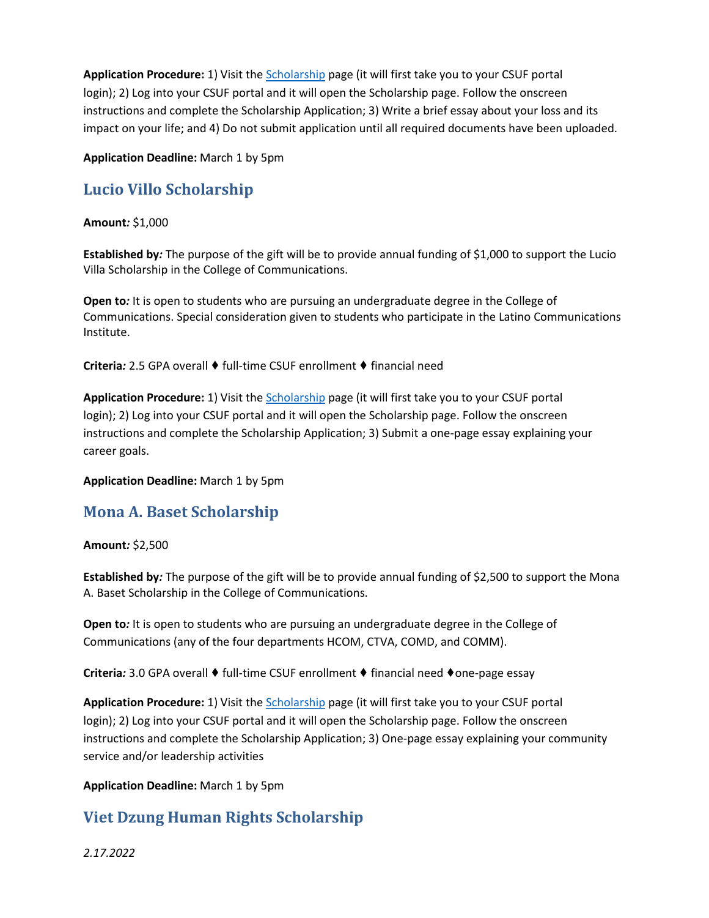**Application Procedure:** 1) Visit the [Scholarship](#) page (it will first take you to your CSUF portal login); 2) Log into your CSUF portal and it will open the Scholarship page. Follow the onscreen instructions and complete the Scholarship Application; 3) Write a brief essay about your loss and its impact on your life; and 4) Do not submit application until all required documents have been uploaded.

**Application Deadline:** March 1 by 5pm

## Lucio Villo Scholarship

**Amount*:*** $1,000

**Established by*:*** The purpose of the gift will be to provide annual funding of $1,000 to support the Lucio Villa Scholarship in the College of Communications.

**Open to*:*** It is open to students who are pursuing an undergraduate degree in the College of Communications. Special consideration given to students who participate in the Latino Communications Institute.

**Criteria*:*** 2.5 GPA overall ♦ full-time CSUF enrollment ♦ financial need

**Application Procedure:** 1) Visit the [Scholarship](#) page (it will first take you to your CSUF portal login); 2) Log into your CSUF portal and it will open the Scholarship page. Follow the onscreen instructions and complete the Scholarship Application; 3) Submit a one-page essay explaining your career goals.

**Application Deadline:** March 1 by 5pm

## Mona A. Baset Scholarship

**Amount*:*** $2,500

**Established by*:*** The purpose of the gift will be to provide annual funding of $2,500 to support the Mona A. Baset Scholarship in the College of Communications.

**Open to*:*** It is open to students who are pursuing an undergraduate degree in the College of Communications (any of the four departments HCOM, CTVA, COMD, and COMM).

**Criteria*:*** 3.0 GPA overall ♦ full-time CSUF enrollment ♦ financial need ♦one-page essay

**Application Procedure:** 1) Visit the [Scholarship](#) page (it will first take you to your CSUF portal login); 2) Log into your CSUF portal and it will open the Scholarship page. Follow the onscreen instructions and complete the Scholarship Application; 3) One-page essay explaining your community service and/or leadership activities

**Application Deadline:** March 1 by 5pm

## Viet Dzung Human Rights Scholarship

*2.17.2022*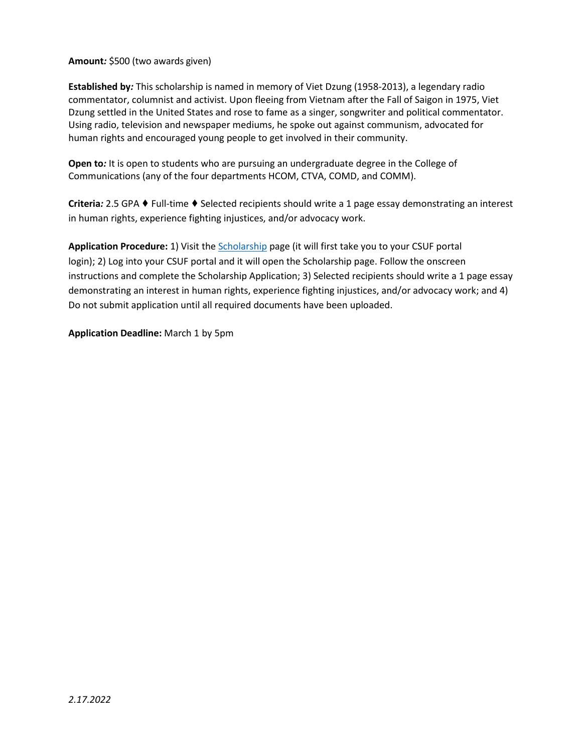**Amount:** $500 (two awards given)

**Established by:** This scholarship is named in memory of Viet Dzung (1958-2013), a legendary radio commentator, columnist and activist. Upon fleeing from Vietnam after the Fall of Saigon in 1975, Viet Dzung settled in the United States and rose to fame as a singer, songwriter and political commentator. Using radio, television and newspaper mediums, he spoke out against communism, advocated for human rights and encouraged young people to get involved in their community.

**Open to:** It is open to students who are pursuing an undergraduate degree in the College of Communications (any of the four departments HCOM, CTVA, COMD, and COMM).

**Criteria:** 2.5 GPA ♦ Full-time ♦ Selected recipients should write a 1 page essay demonstrating an interest in human rights, experience fighting injustices, and/or advocacy work.

**Application Procedure:** 1) Visit the Scholarship page (it will first take you to your CSUF portal login); 2) Log into your CSUF portal and it will open the Scholarship page. Follow the onscreen instructions and complete the Scholarship Application; 3) Selected recipients should write a 1 page essay demonstrating an interest in human rights, experience fighting injustices, and/or advocacy work; and 4) Do not submit application until all required documents have been uploaded.

**Application Deadline:** March 1 by 5pm

*2.17.2022*